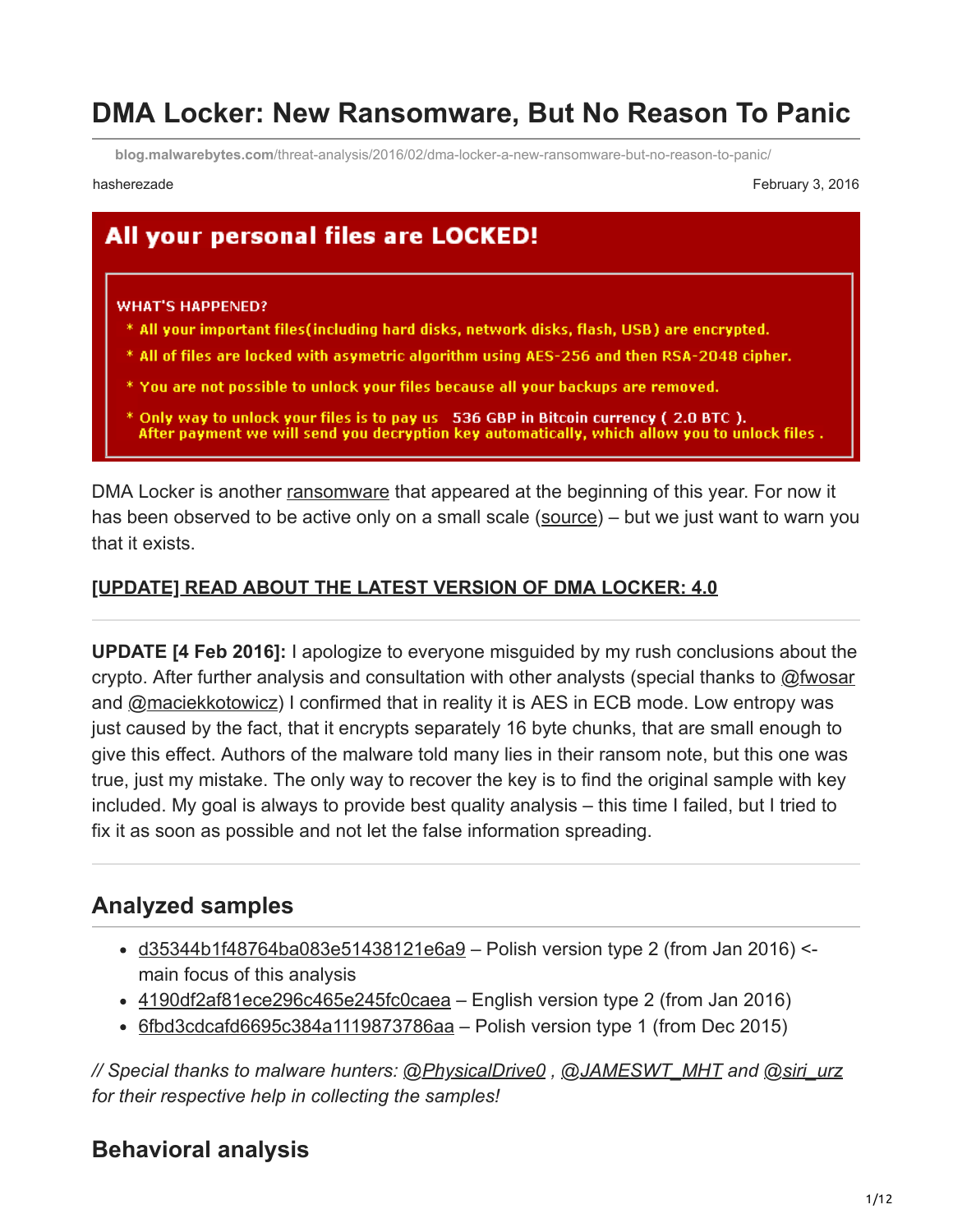# DMA Locker: New Ransomware, But No Reason To Panic

blog.malwarebytes.com/threat-analysis/2016/02/dma-locker-a-new-ransomware-but-no-reason-to-panic/

hasherezade

February 3, 2016

**All your personal files are LOCKED!**

**WHAT'S HAPPENED?**

* All your important files(including hard disks, network disks, flash, USB) are encrypted.
* All of files are locked with asymetric algorithm using AES-256 and then RSA-2048 cipher.
* You are not possible to unlock your files because all your backups are removed.
* Only way to unlock your files is to pay us 536 GBP in Bitcoin currency ( 2.0 BTC ). After payment we will send you decryption key automatically, which allow you to unlock files .

DMA Locker is another ransomware that appeared at the beginning of this year. For now it has been observed to be active only on a small scale (source) – but we just want to warn you that it exists.

**[UPDATE] READ ABOUT THE LATEST VERSION OF DMA LOCKER: 4.0**

---

**UPDATE [4 Feb 2016]:** I apologize to everyone misguided by my rush conclusions about the crypto. After further analysis and consultation with other analysts (special thanks to @fwosar and @maciekkotowicz) I confirmed that in reality it is AES in ECB mode. Low entropy was just caused by the fact, that it encrypts separately 16 byte chunks, that are small enough to give this effect. Authors of the malware told many lies in their ransom note, but this one was true, just my mistake. The only way to recover the key is to find the original sample with key included. My goal is always to provide best quality analysis – this time I failed, but I tried to fix it as soon as possible and not let the false information spreading.

---

## Analyzed samples

- d35344b1f48764ba083e51438121e6a9 – Polish version type 2 (from Jan 2016) <- main focus of this analysis
- 4190df2af81ece296c465e245fc0caea – English version type 2 (from Jan 2016)
- 6fbd3cdcafd6695c384a1119873786aa – Polish version type 1 (from Dec 2015)

*// Special thanks to malware hunters: @PhysicalDrive0 , @JAMESWT_MHT and @siri_urz for their respective help in collecting the samples!*

## Behavioral analysis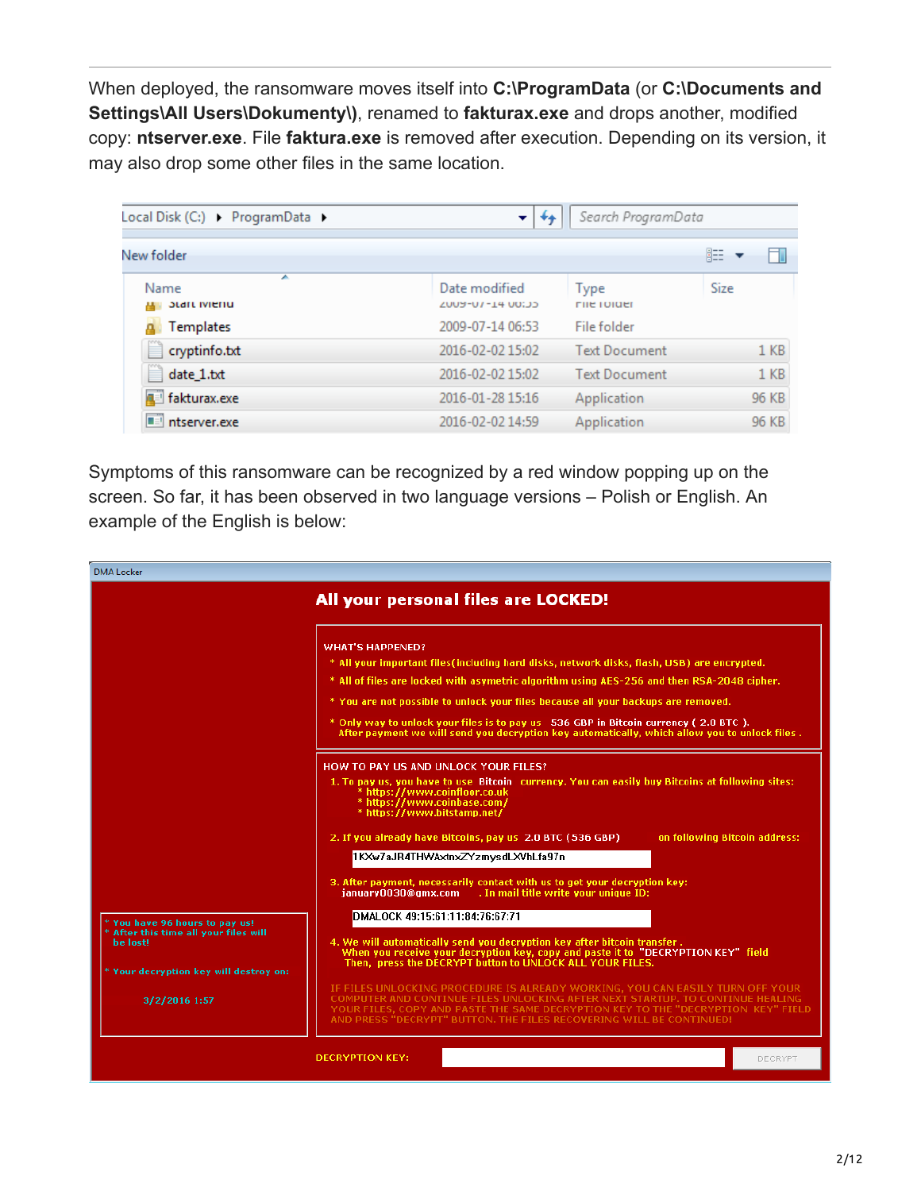When deployed, the ransomware moves itself into **C:\ProgramData** (or **C:\Documents and Settings\All Users\Dokumenty\**), renamed to **fakturax.exe** and drops another, modified copy: **ntserver.exe**. File **faktura.exe** is removed after execution. Depending on its version, it may also drop some other files in the same location.

| Name | Date modified | Type | Size |
|---|---|---|---|
| Start Menu | 2009-07-14 06:53 | File folder | |
| Templates | 2009-07-14 06:53 | File folder | |
| cryptinfo.txt | 2016-02-02 15:02 | Text Document | 1 KB |
| date_1.txt | 2016-02-02 15:02 | Text Document | 1 KB |
| fakturax.exe | 2016-01-28 15:16 | Application | 96 KB |
| ntserver.exe | 2016-02-02 14:59 | Application | 96 KB |

Symptoms of this ransomware can be recognized by a red window popping up on the screen. So far, it has been observed in two language versions – Polish or English. An example of the English is below:

DMA Locker

**All your personal files are LOCKED!**

WHAT'S HAPPENED?

* All your important files(including hard disks, network disks, flash, USB) are encrypted.
* All of files are locked with asymetric algorithm using AES-256 and then RSA-2048 cipher.
* You are not possible to unlock your files because all your backups are removed.
* Only way to unlock your files is to pay us 536 GBP in Bitcoin currency ( 2.0 BTC ). After payment we will send you decryption key automatically, which allow you to unlock files .

HOW TO PAY US AND UNLOCK YOUR FILES?

1. To pay us, you have to use Bitcoin currency. You can easily buy Bitcoins at following sites:
   * https://www.coinfloor.co.uk
   * https://www.coinbase.com/
   * https://www.bitstamp.net/
2. If you already have Bitcoins, pay us 2.0 BTC (536 GBP) on following Bitcoin address:
   1KXw7aJR4THWAxtnxZYzmysdLXVhLfa97n
3. After payment, necessarily contact with us to get your decryption key: january0030@gmx.com . In mail title write your unique ID:
   DMALOCK 49:15:61:11:84:76:67:71
4. We will automatically send you decryption key after bitcoin transfer . When you receive your decryption key, copy and paste it to "DECRYPTION KEY" field Then, press the DECRYPT button to UNLOCK ALL YOUR FILES.

IF FILES UNLOCKING PROCEDURE IS ALREADY WORKING, YOU CAN EASILY TURN OFF YOUR COMPUTER AND CONTINUE FILES UNLOCKING AFTER NEXT STARTUP. TO CONTINUE HEALING YOUR FILES, COPY AND PASTE THE SAME DECRYPTION KEY TO THE "DECRYPTION KEY" FIELD AND PRESS "DECRYPT" BUTTON. THE FILES RECOVERING WILL BE CONTINUED!

* You have 96 hours to pay us!
* After this time all your files will be lost!
* Your decryption key will destroy on:

3/2/2016 1:57

DECRYPTION KEY: DECRYPT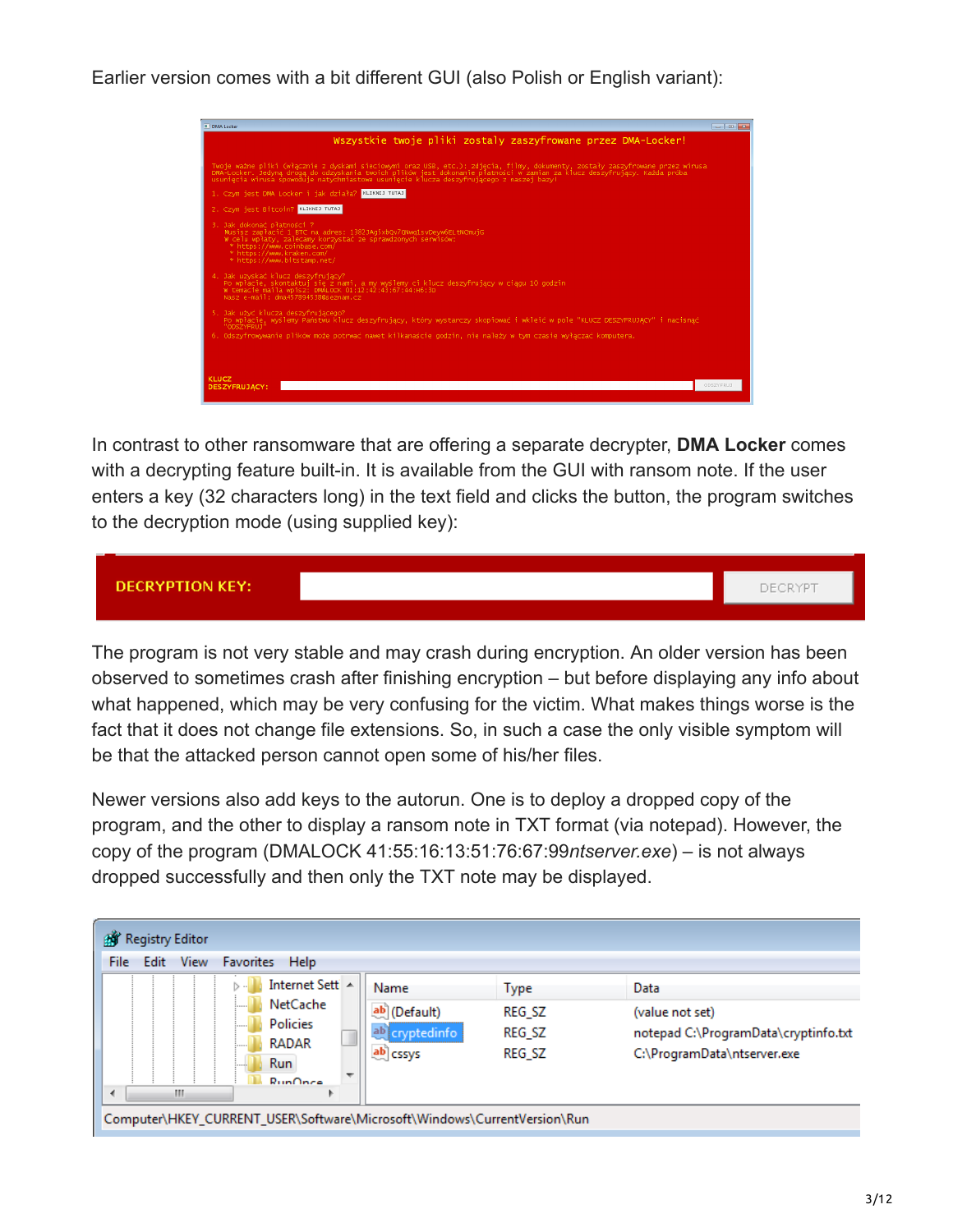Earlier version comes with a bit different GUI (also Polish or English variant):

In contrast to other ransomware that are offering a separate decrypter, **DMA Locker** comes with a decrypting feature built-in. It is available from the GUI with ransom note. If the user enters a key (32 characters long) in the text field and clicks the button, the program switches to the decryption mode (using supplied key):

The program is not very stable and may crash during encryption. An older version has been observed to sometimes crash after finishing encryption – but before displaying any info about what happened, which may be very confusing for the victim. What makes things worse is the fact that it does not change file extensions. So, in such a case the only visible symptom will be that the attacked person cannot open some of his/her files.

Newer versions also add keys to the autorun. One is to deploy a dropped copy of the program, and the other to display a ransom note in TXT format (via notepad). However, the copy of the program (DMALOCK 41:55:16:13:51:76:67:99*ntserver.exe*) – is not always dropped successfully and then only the TXT note may be displayed.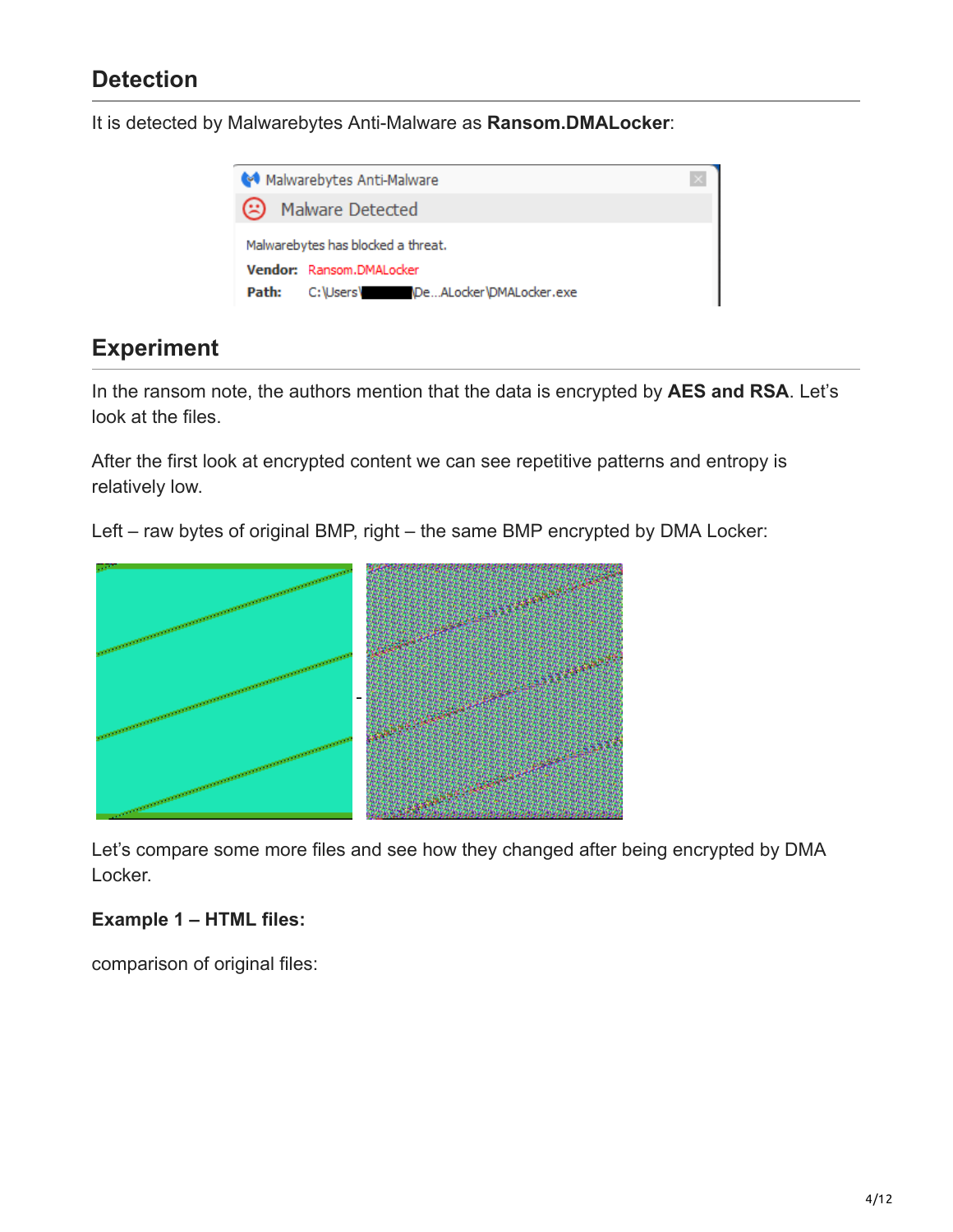## Detection

It is detected by Malwarebytes Anti-Malware as **Ransom.DMALocker**:

## Experiment

In the ransom note, the authors mention that the data is encrypted by **AES and RSA**. Let's look at the files.

After the first look at encrypted content we can see repetitive patterns and entropy is relatively low.

Left – raw bytes of original BMP, right – the same BMP encrypted by DMA Locker:

Let's compare some more files and see how they changed after being encrypted by DMA Locker.

**Example 1 – HTML files:**

comparison of original files: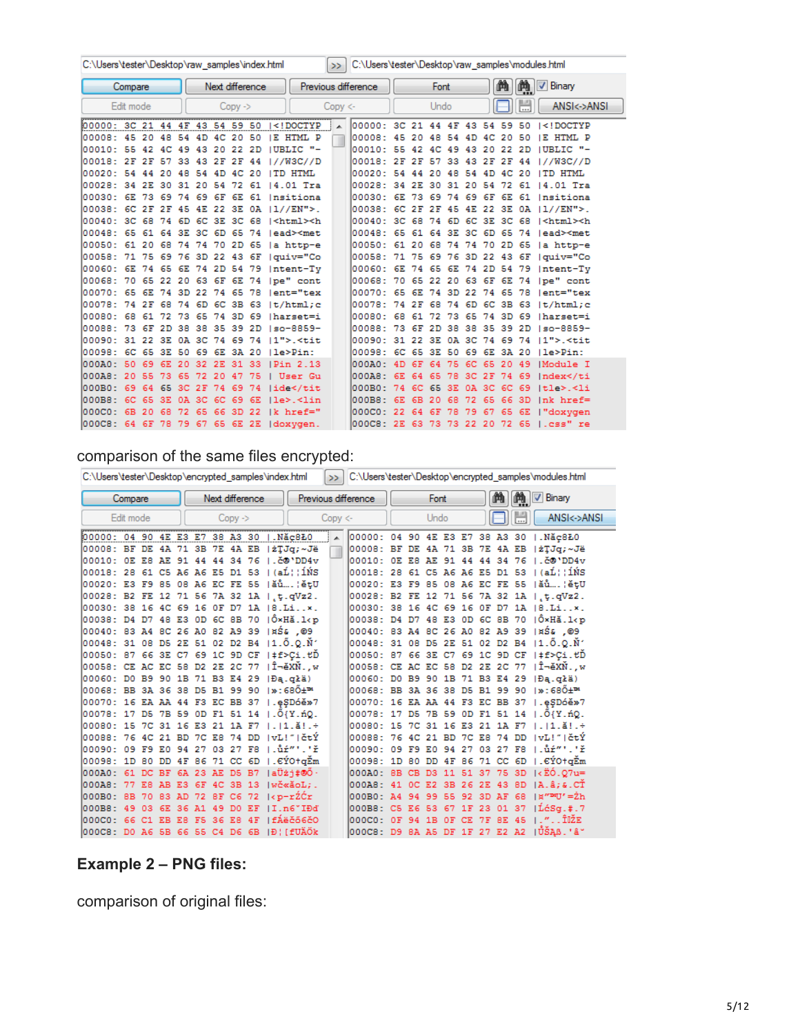```
C:\Users\tester\Desktop\raw_samples\index.html                  C:\Users\tester\Desktop\raw_samples\modules.html

00000: 3C 21 44 4F 43 54 59 50 |<!DOCTYP    00000: 3C 21 44 4F 43 54 59 50 |<!DOCTYP
00008: 45 20 48 54 4D 4C 20 50 |E HTML P    00008: 45 20 48 54 4D 4C 20 50 |E HTML P
00010: 55 42 4C 49 43 20 22 2D |UBLIC "-    00010: 55 42 4C 49 43 20 22 2D |UBLIC "-
00018: 2F 2F 57 33 43 2F 2F 44 |//W3C//D    00018: 2F 2F 57 33 43 2F 2F 44 |//W3C//D
00020: 54 44 20 48 54 4D 4C 20 |TD HTML     00020: 54 44 20 48 54 4D 4C 20 |TD HTML
00028: 34 2E 30 31 20 54 72 61 |4.01 Tra    00028: 34 2E 30 31 20 54 72 61 |4.01 Tra
00030: 6E 73 69 74 69 6F 6E 61 |nsitiona    00030: 6E 73 69 74 69 6F 6E 61 |nsitiona
00038: 6C 2F 2F 45 4E 22 3E 0A |l//EN">.    00038: 6C 2F 2F 45 4E 22 3E 0A |l//EN">.
00040: 3C 68 74 6D 6C 3E 3C 68 |<html><h    00040: 3C 68 74 6D 6C 3E 3C 68 |<html><h
00048: 65 61 64 3E 3C 6D 65 74 |ead><met    00048: 65 61 64 3E 3C 6D 65 74 |ead><met
00050: 61 20 68 74 74 70 2D 65 |a http-e    00050: 61 20 68 74 74 70 2D 65 |a http-e
00058: 71 75 69 76 3D 22 43 6F |quiv="Co    00058: 71 75 69 76 3D 22 43 6F |quiv="Co
00060: 6E 74 65 6E 74 2D 54 79 |ntent-Ty    00060: 6E 74 65 6E 74 2D 54 79 |ntent-Ty
00068: 70 65 22 20 63 6F 6E 74 |pe" cont    00068: 70 65 22 20 63 6F 6E 74 |pe" cont
00070: 65 6E 74 3D 22 74 65 78 |ent="tex    00070: 65 6E 74 3D 22 74 65 78 |ent="tex
00078: 74 2F 68 74 6D 6C 3B 63 |t/html;c    00078: 74 2F 68 74 6D 6C 3B 63 |t/html;c
00080: 68 61 72 73 65 74 3D 69 |harset=i    00080: 68 61 72 73 65 74 3D 69 |harset=i
00088: 73 6F 2D 38 38 35 39 2D |so-8859-    00088: 73 6F 2D 38 38 35 39 2D |so-8859-
00090: 31 22 3E 0A 3C 74 69 74 |1">.<tit    00090: 31 22 3E 0A 3C 74 69 74 |1">.<tit
00098: 6C 65 3E 50 69 6E 3A 20 |le>Pin:     00098: 6C 65 3E 50 69 6E 3A 20 |le>Pin:
000A0: 50 69 6E 20 32 2E 31 33 |Pin 2.13    000A0: 4D 6F 64 75 6C 65 20 49 |Module I
000A8: 20 55 73 65 72 20 47 75 | User Gu    000A8: 6E 64 65 78 3C 2F 74 69 |ndex</ti
000B0: 69 64 65 3C 2F 74 69 74 |ide</tit    000B0: 74 6C 65 3E 0A 3C 6C 69 |tle>.<li
000B8: 6C 65 3E 0A 3C 6C 69 6E |le>.<lin    000B8: 6E 6B 20 68 72 65 66 3D |nk href=
000C0: 6B 20 68 72 65 66 3D 22 |k href="    000C0: 22 64 6F 78 79 67 65 6E |"doxygen
000C8: 64 6F 78 79 67 65 6E 2E |doxygen.    000C8: 2E 63 73 73 22 20 72 65 |.css" re
```

comparison of the same files encrypted:

```
C:\Users\tester\Desktop\encrypted_samples\index.html            C:\Users\tester\Desktop\encrypted_samples\modules.html

00000: 04 90 4E E3 E7 38 A3 30 |.Năç8Ł0     00000: 04 90 4E E3 E7 38 A3 30 |.Năç8Ł0
00008: BF DE 4A 71 3B 7E 4A EB |żŢJq;~Jë    00008: BF DE 4A 71 3B 7E 4A EB |żŢJq;~Jë
00010: 0E E8 AE 91 44 44 34 76 |.č®'DD4v    00010: 0E E8 AE 91 44 44 34 76 |.č®'DD4v
00018: 28 61 C5 A6 A6 E5 D1 53 |(aĹ¦¦ĺŃS    00018: 28 61 C5 A6 A6 E5 D1 53 |(aĹ¦¦ĺŃS
00020: E3 F9 85 08 A6 EC FE 55 |ăů….¦ěţU    00020: E3 F9 85 08 A6 EC FE 55 |ăů….¦ěţU
00028: B2 FE 12 71 56 7A 32 1A |˛ţ.qVz2.    00028: B2 FE 12 71 56 7A 32 1A |˛ţ.qVz2.
00030: 38 16 4C 69 16 0F D7 1A |8.Li..×.    00030: 38 16 4C 69 16 0F D7 1A |8.Li..×.
00038: D4 D7 48 E3 0D 6C 8B 70 |Ô×Hă.l‹p    00038: D4 D7 48 E3 0D 6C 8B 70 |Ô×Hă.l‹p
00040: 83 A4 8C 26 A0 82 A9 39 |¤Ś& ‚©9     00040: 83 A4 8C 26 A0 82 A9 39 |¤Ś& ‚©9
00048: 31 08 D5 2E 51 02 D2 B4 |1.Ő.Q.Ň´    00048: 31 08 D5 2E 51 02 D2 B4 |1.Ő.Q.Ň´
00050: 87 66 3E C7 69 1C 9D CF |‡f>Çi.ťĎ    00050: 87 66 3E C7 69 1C 9D CF |‡f>Çi.ťĎ
00058: CE AC EC 58 D2 2E 2C 77 |Î¬ěXŇ.,w    00058: CE AC EC 58 D2 2E 2C 77 |Î¬ěXŇ.,w
00060: D0 B9 90 1B 71 B3 E4 29 |Đą.qłä)     00060: D0 B9 90 1B 71 B3 E4 29 |Đą.qłä)
00068: BB 3A 36 38 D5 B1 99 90 |»:68Ő±™     00068: BB 3A 36 38 D5 B1 99 90 |»:68Ő±™
00070: 16 EA AA 44 F3 EC BB 37 |.ęŞDóě»7    00070: 16 EA AA 44 F3 EC BB 37 |.ęŞDóě»7
00078: 17 D5 7B 59 0D F1 51 14 |.Ő{Y.ńQ.    00078: 17 D5 7B 59 0D F1 51 14 |.Ő{Y.ńQ.
00080: 15 7C 31 16 E3 21 1A F7 |.|1.ă!.÷    00080: 15 7C 31 16 E3 21 1A F7 |.|1.ă!.÷
00088: 76 4C 21 BD 7C E8 74 DD |vL!˝|čtÝ    00088: 76 4C 21 BD 7C E8 74 DD |vL!˝|čtÝ
00090: 09 F9 E0 94 27 03 27 F8 |.ůŕ"'.'ř    00090: 09 F9 E0 94 27 03 27 F8 |.ůŕ"'.'ř
00098: 1D 80 DD 4F 86 71 CC 6D |.€ÝO†qĚm    00098: 1D 80 DD 4F 86 71 CC 6D |.€ÝO†qĚm
000A0: 61 DC BF 6A 23 AE D5 B7 |aÜżj#®Ő·    000A0: 8B CB D3 11 51 37 75 3D |‹ËÓ.Q7u=
000A8: 77 E8 AB E3 6F 4C 3B 13 |wč«ăoL;.    000A8: 41 0C E2 3B 26 2E 43 8D |A.â;&.CŤ
000B0: 8B 70 83 AD 72 8F C6 72 |‹p-rŹĆr     000B0: A4 94 99 55 92 3D AF 68 |¤"™U'=Żh
000B8: 49 03 6E 36 A1 49 D0 EF |I.n6ˇIĐď    000B8: C5 E6 53 67 1F 23 01 37 |ĹćSg.#.7
000C0: 66 C1 EB E8 F5 36 E8 4F |fÁëčő6čO    000C0: 0F 94 1B 0F CE 7F 8E 45 |.".. ÎŽE
000C8: D0 A6 5B 66 55 C4 D6 6B |Đ¦[fUÄÖk    000C8: D9 8A A5 DF 1F 27 E2 A2 |ŮŠĄß.'â˘
```

**Example 2 – PNG files:**

comparison of original files: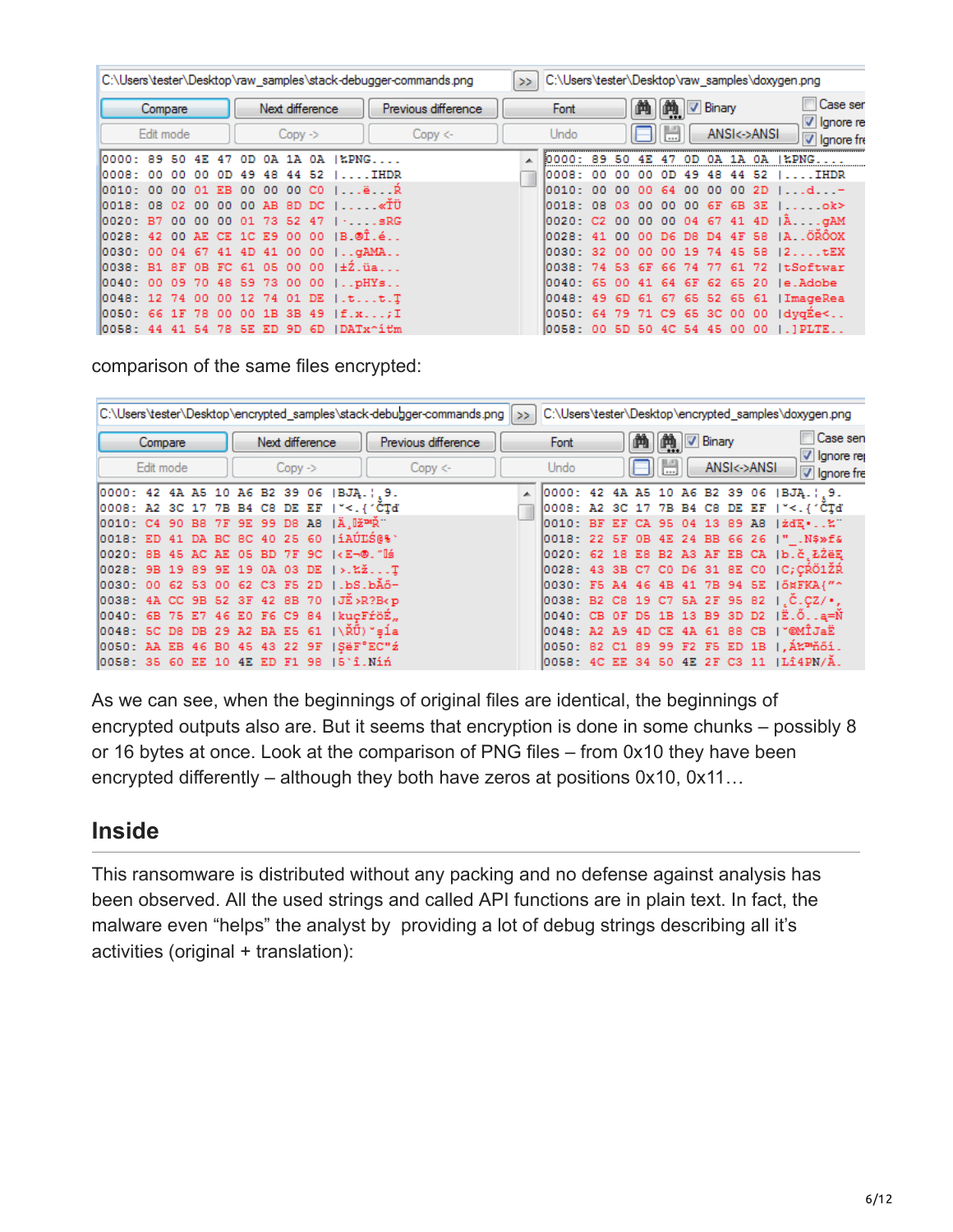comparison of the same files encrypted:

As we can see, when the beginnings of original files are identical, the beginnings of encrypted outputs also are. But it seems that encryption is done in some chunks – possibly 8 or 16 bytes at once. Look at the comparison of PNG files – from 0x10 they have been encrypted differently – although they both have zeros at positions 0x10, 0x11…

## Inside

This ransomware is distributed without any packing and no defense against analysis has been observed. All the used strings and called API functions are in plain text. In fact, the malware even "helps" the analyst by providing a lot of debug strings describing all it's activities (original + translation):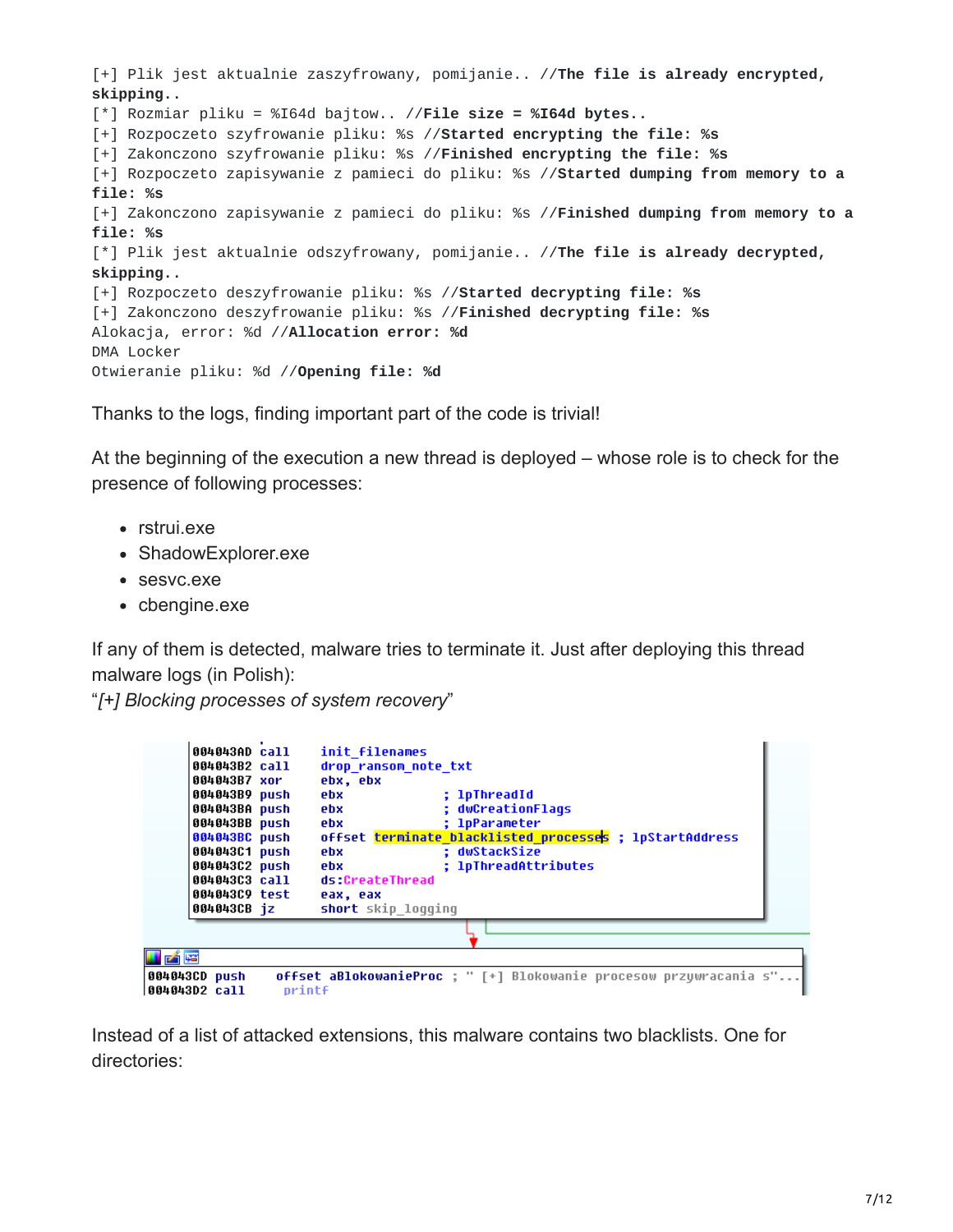```
[+] Plik jest aktualnie zaszyfrowany, pomijanie.. //The file is already encrypted, skipping..
[*] Rozmiar pliku = %I64d bajtow.. //File size = %I64d bytes..
[+] Rozpoczeto szyfrowanie pliku: %s //Started encrypting the file: %s
[+] Zakonczono szyfrowanie pliku: %s //Finished encrypting the file: %s
[+] Rozpoczeto zapisywanie z pamieci do pliku: %s //Started dumping from memory to a file: %s
[+] Zakonczono zapisywanie z pamieci do pliku: %s //Finished dumping from memory to a file: %s
[*] Plik jest aktualnie odszyfrowany, pomijanie.. //The file is already decrypted, skipping..
[+] Rozpoczeto deszyfrowanie pliku: %s //Started decrypting file: %s
[+] Zakonczono deszyfrowanie pliku: %s //Finished decrypting file: %s
Alokacja, error: %d //Allocation error: %d
DMA Locker
Otwieranie pliku: %d //Opening file: %d
```

Thanks to the logs, finding important part of the code is trivial!

At the beginning of the execution a new thread is deployed – whose role is to check for the presence of following processes:

- rstrui.exe
- ShadowExplorer.exe
- sesvc.exe
- cbengine.exe

If any of them is detected, malware tries to terminate it. Just after deploying this thread malware logs (in Polish):
"*[+] Blocking processes of system recovery*"

```
004043AD call    init_filenames
004043B2 call    drop_ransom_note_txt
004043B7 xor     ebx, ebx
004043B9 push    ebx             ; lpThreadId
004043BA push    ebx             ; dwCreationFlags
004043BB push    ebx             ; lpParameter
004043BC push    offset terminate_blacklisted_processes ; lpStartAddress
004043C1 push    ebx             ; dwStackSize
004043C2 push    ebx             ; lpThreadAttributes
004043C3 call    ds:CreateThread
004043C9 test    eax, eax
004043CB jz      short skip_logging

004043CD push    offset aBlokowanieProc ; " [+] Blokowanie procesow przywracania s"...
004043D2 call    printf
```

Instead of a list of attacked extensions, this malware contains two blacklists. One for directories: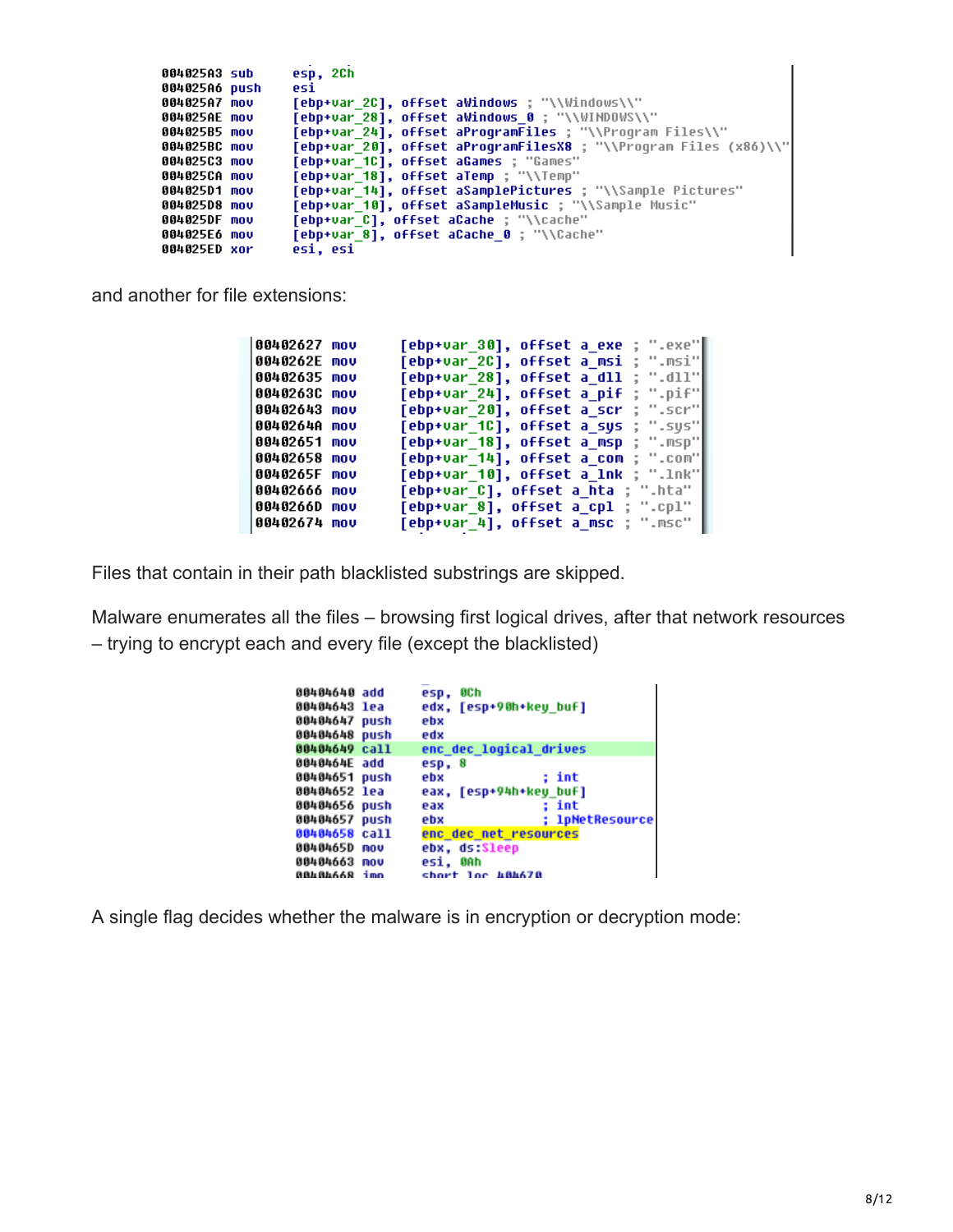```
004025A3 sub     esp, 2Ch
004025A6 push    esi
004025A7 mov     [ebp+var_2C], offset aWindows ; "\\Windows\\"
004025AE mov     [ebp+var_28], offset aWindows_0 ; "\\WINDOWS\\"
004025B5 mov     [ebp+var_24], offset aProgramFiles ; "\\Program Files\\"
004025BC mov     [ebp+var_20], offset aProgramFilesX8 ; "\\Program Files (x86)\\"
004025C3 mov     [ebp+var_1C], offset aGames ; "Games"
004025CA mov     [ebp+var_18], offset aTemp ; "\\Temp"
004025D1 mov     [ebp+var_14], offset aSamplePictures ; "\\Sample Pictures"
004025D8 mov     [ebp+var_10], offset aSampleMusic ; "\\Sample Music"
004025DF mov     [ebp+var_C], offset aCache ; "\\cache"
004025E6 mov     [ebp+var_8], offset aCache_0 ; "\\Cache"
004025ED xor     esi, esi
```

and another for file extensions:

```
00402627 mov     [ebp+var_30], offset a_exe ; ".exe"
0040262E mov     [ebp+var_2C], offset a_msi ; ".msi"
00402635 mov     [ebp+var_28], offset a_dll ; ".dll"
0040263C mov     [ebp+var_24], offset a_pif ; ".pif"
00402643 mov     [ebp+var_20], offset a_scr ; ".scr"
0040264A mov     [ebp+var_1C], offset a_sys ; ".sys"
00402651 mov     [ebp+var_18], offset a_msp ; ".msp"
00402658 mov     [ebp+var_14], offset a_com ; ".com"
0040265F mov     [ebp+var_10], offset a_lnk ; ".lnk"
00402666 mov     [ebp+var_C], offset a_hta ; ".hta"
0040266D mov     [ebp+var_8], offset a_cpl ; ".cpl"
00402674 mov     [ebp+var_4], offset a_msc ; ".msc"
```

Files that contain in their path blacklisted substrings are skipped.

Malware enumerates all the files – browsing first logical drives, after that network resources – trying to encrypt each and every file (except the blacklisted)

```
00404640 add     esp, 0Ch
00404643 lea     edx, [esp+90h+key_buf]
00404647 push    ebx
00404648 push    edx
00404649 call    enc_dec_logical_drives
0040464E add     esp, 8
00404651 push    ebx             ; int
00404652 lea     eax, [esp+94h+key_buf]
00404656 push    eax             ; int
00404657 push    ebx             ; lpNetResource
00404658 call    enc_dec_net_resources
0040465D mov     ebx, ds:Sleep
00404663 mov     esi, 0Ah
00404668 jmp     short loc_404670
```

A single flag decides whether the malware is in encryption or decryption mode: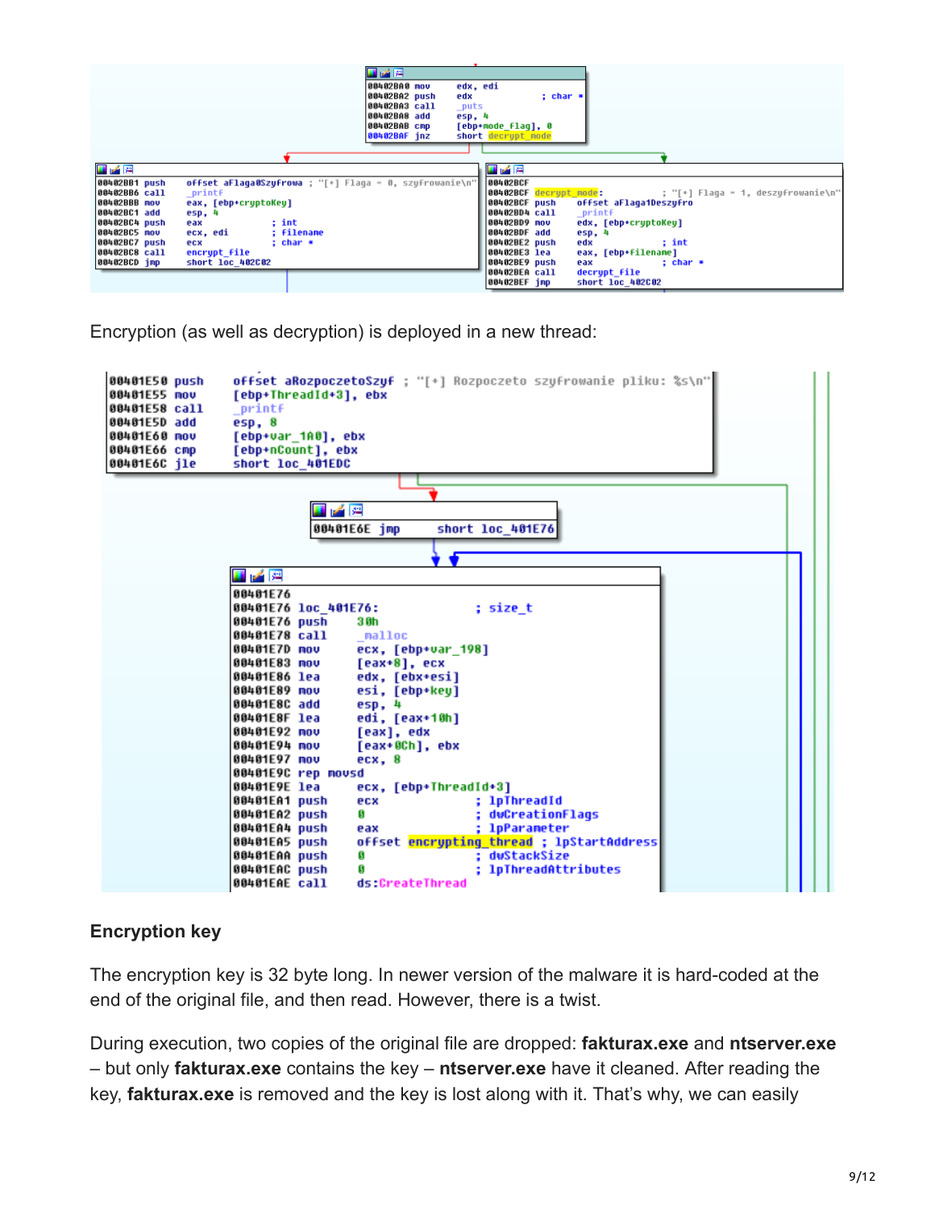```
00402BA0 mov     edx, edi
00402BA2 push    edx             ; char *
00402BA3 call    _puts
00402BA8 add     esp, 4
00402BAB cmp     [ebp+mode_flag], 0
00402BAF jnz     short decrypt_mode
```

```
00402BB1 push    offset aFlaga0Szyfrowa ; "[+] Flaga = 0, szyfrowanie\n"
00402BB6 call    _printf
00402BBB mov     eax, [ebp+cryptoKey]
00402BC1 add     esp, 4
00402BC4 push    eax             ; int
00402BC5 mov     ecx, edi        ; filename
00402BC7 push    ecx             ; char *
00402BC8 call    encrypt_file
00402BCD jmp     short loc_402C02
```

```
00402BCF
00402BCF decrypt_mode:                           ; "[+] Flaga = 1, deszyfrowanie\n"
00402BCF push    offset aFlaga1Deszyfro
00402BD4 call    _printf
00402BD9 mov     edx, [ebp+cryptoKey]
00402BDF add     esp, 4
00402BE2 push    edx             ; int
00402BE3 lea     eax, [ebp+filename]
00402BE9 push    eax             ; char *
00402BEA call    decrypt_file
00402BEF jmp     short loc_402C02
```

Encryption (as well as decryption) is deployed in a new thread:

```
00401E50 push    offset aRozpoczetoSzyf ; "[+] Rozpoczeto szyfrowanie pliku: %s\n"
00401E55 mov     [ebp+ThreadId+3], ebx
00401E58 call    _printf
00401E5D add     esp, 8
00401E60 mov     [ebp+var_1A0], ebx
00401E66 cmp     [ebp+nCount], ebx
00401E6C jle     short loc_401EDC
```

```
00401E6E jmp     short loc_401E76
```

```
00401E76
00401E76 loc_401E76:                     ; size_t
00401E76 push    30h
00401E78 call    _malloc
00401E7D mov     ecx, [ebp+var_198]
00401E83 mov     [eax+8], ecx
00401E86 lea     edx, [ebx+esi]
00401E89 mov     esi, [ebp+key]
00401E8C add     esp, 4
00401E8F lea     edi, [eax+10h]
00401E92 mov     [eax], edx
00401E94 mov     [eax+0Ch], ebx
00401E97 mov     ecx, 8
00401E9C rep movsd
00401E9E lea     ecx, [ebp+ThreadId+3]
00401EA1 push    ecx             ; lpThreadId
00401EA2 push    0               ; dwCreationFlags
00401EA4 push    eax             ; lpParameter
00401EA5 push    offset encrypting_thread ; lpStartAddress
00401EAA push    0               ; dwStackSize
00401EAC push    0               ; lpThreadAttributes
00401EAE call    ds:CreateThread
```

## Encryption key

The encryption key is 32 byte long. In newer version of the malware it is hard-coded at the end of the original file, and then read. However, there is a twist.

During execution, two copies of the original file are dropped: **fakturax.exe** and **ntserver.exe** – but only **fakturax.exe** contains the key – **ntserver.exe** have it cleaned. After reading the key, **fakturax.exe** is removed and the key is lost along with it. That's why, we can easily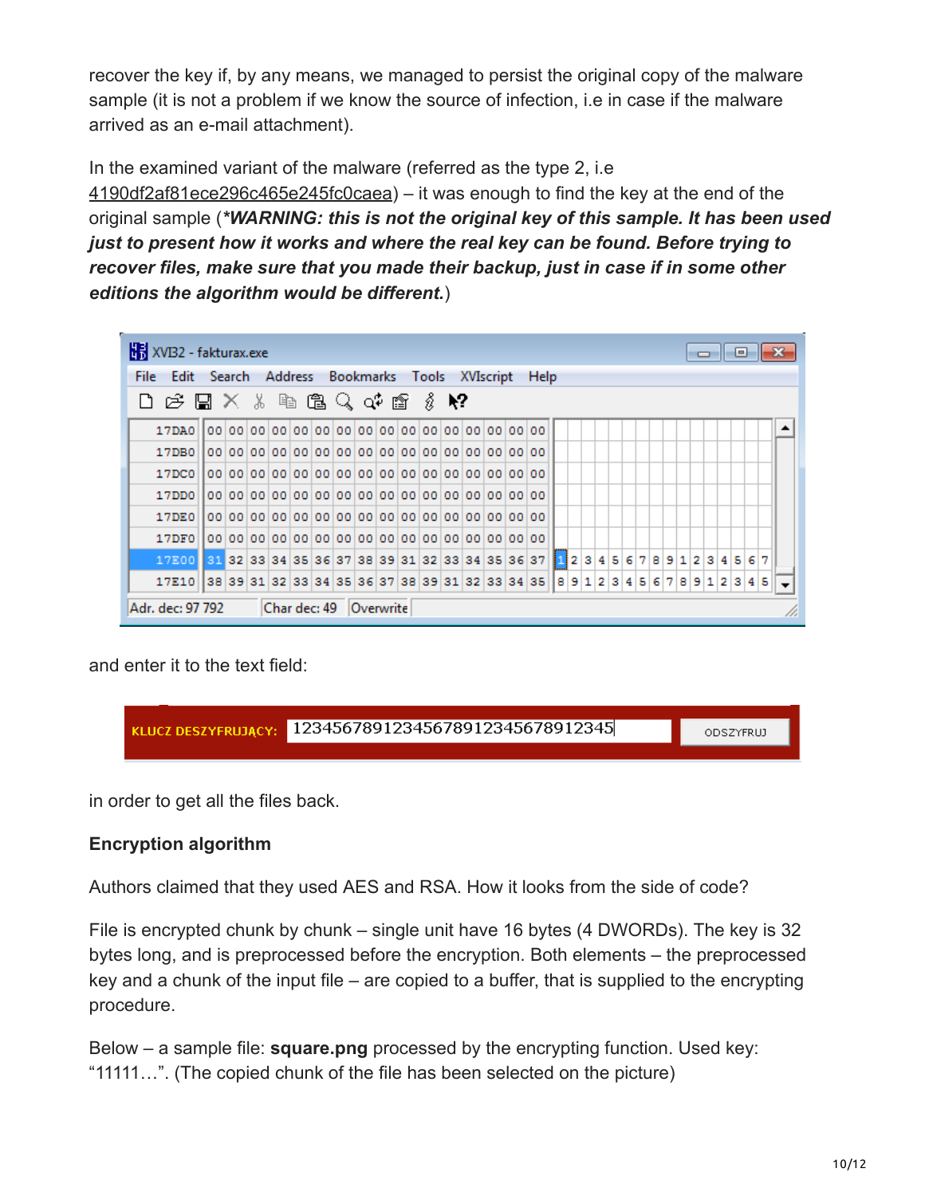recover the key if, by any means, we managed to persist the original copy of the malware sample (it is not a problem if we know the source of infection, i.e in case if the malware arrived as an e-mail attachment).

In the examined variant of the malware (referred as the type 2, i.e 4190df2af81ece296c465e245fc0caea) – it was enough to find the key at the end of the original sample (***WARNING: this is not the original key of this sample. It has been used just to present how it works and where the real key can be found. Before trying to recover files, make sure that you made their backup, just in case if in some other editions the algorithm would be different.***)

and enter it to the text field:

in order to get all the files back.

**Encryption algorithm**

Authors claimed that they used AES and RSA. How it looks from the side of code?

File is encrypted chunk by chunk – single unit have 16 bytes (4 DWORDs). The key is 32 bytes long, and is preprocessed before the encryption. Both elements – the preprocessed key and a chunk of the input file – are copied to a buffer, that is supplied to the encrypting procedure.

Below – a sample file: **square.png** processed by the encrypting function. Used key: “11111…”. (The copied chunk of the file has been selected on the picture)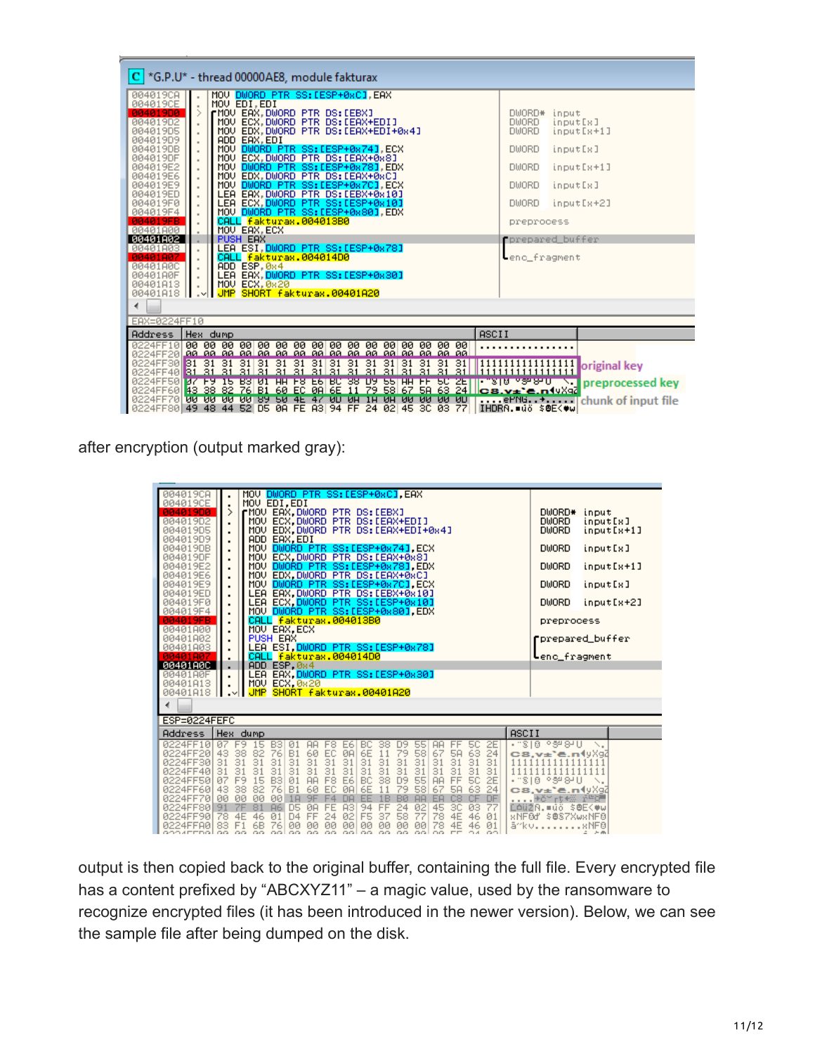after encryption (output marked gray):

output is then copied back to the original buffer, containing the full file. Every encrypted file has a content prefixed by "ABCXYZ11" – a magic value, used by the ransomware to recognize encrypted files (it has been introduced in the newer version). Below, we can see the sample file after being dumped on the disk.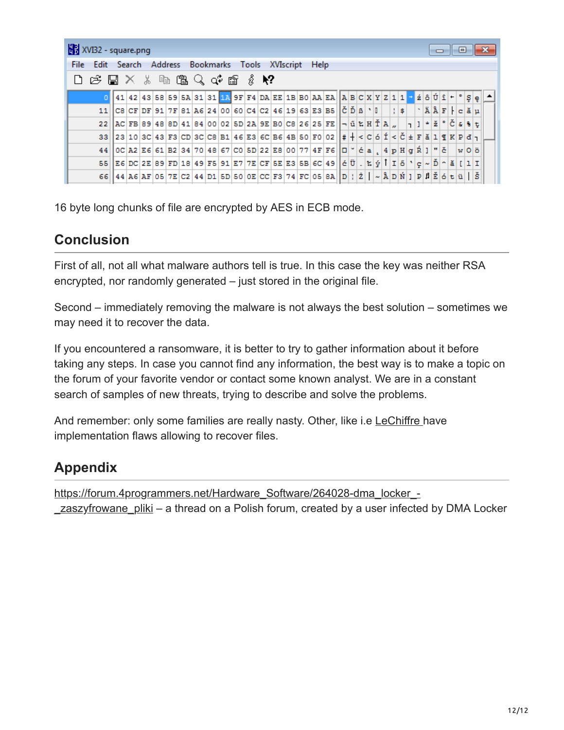16 byte long chunks of file are encrypted by AES in ECB mode.

## Conclusion

First of all, not all what malware authors tell is true. In this case the key was neither RSA encrypted, nor randomly generated – just stored in the original file.

Second – immediately removing the malware is not always the best solution – sometimes we may need it to recover the data.

If you encountered a ransomware, it is better to try to gather information about it before taking any steps. In case you cannot find any information, the best way is to make a topic on the forum of your favorite vendor or contact some known analyst. We are in a constant search of samples of new threats, trying to describe and solve the problems.

And remember: only some families are really nasty. Other, like i.e LeChiffre have implementation flaws allowing to recover files.

## Appendix

https://forum.4programmers.net/Hardware_Software/264028-dma_locker_-_zaszyfrowane_pliki – a thread on a Polish forum, created by a user infected by DMA Locker